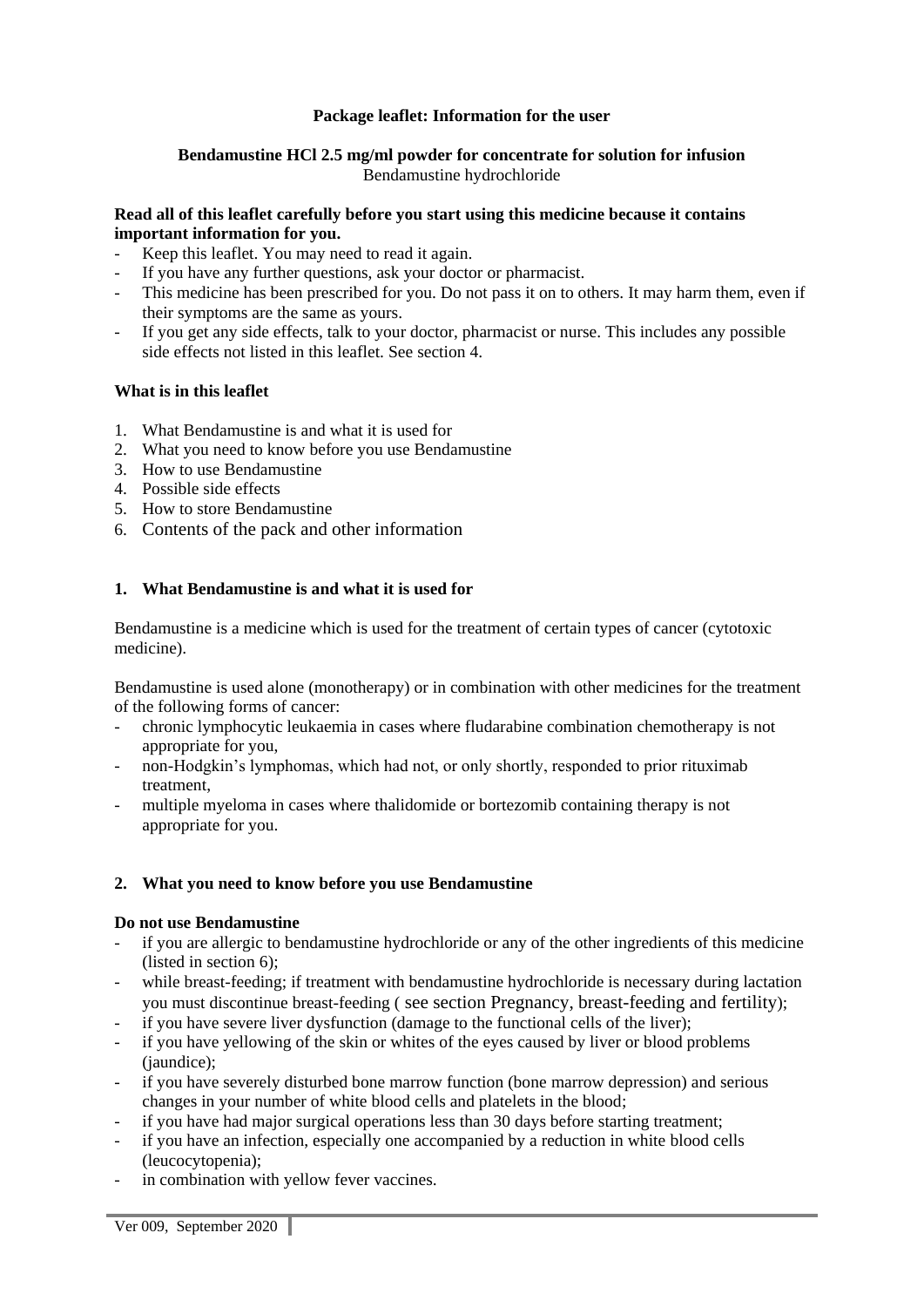**Package leaflet: Information for the user**

**Bendamustine HCl 2.5 mg/ml powder for concentrate for solution for infusion**
Bendamustine hydrochloride

**Read all of this leaflet carefully before you start using this medicine because it contains important information for you.**

- Keep this leaflet. You may need to read it again.
- If you have any further questions, ask your doctor or pharmacist.
- This medicine has been prescribed for you. Do not pass it on to others. It may harm them, even if their symptoms are the same as yours.
- If you get any side effects, talk to your doctor, pharmacist or nurse. This includes any possible side effects not listed in this leaflet. See section 4.

**What is in this leaflet**

1. What Bendamustine is and what it is used for
2. What you need to know before you use Bendamustine
3. How to use Bendamustine
4. Possible side effects
5. How to store Bendamustine
6. Contents of the pack and other information

## 1. What Bendamustine is and what it is used for

Bendamustine is a medicine which is used for the treatment of certain types of cancer (cytotoxic medicine).

Bendamustine is used alone (monotherapy) or in combination with other medicines for the treatment of the following forms of cancer:

- chronic lymphocytic leukaemia in cases where fludarabine combination chemotherapy is not appropriate for you,
- non-Hodgkin's lymphomas, which had not, or only shortly, responded to prior rituximab treatment,
- multiple myeloma in cases where thalidomide or bortezomib containing therapy is not appropriate for you.

## 2. What you need to know before you use Bendamustine

**Do not use Bendamustine**

- if you are allergic to bendamustine hydrochloride or any of the other ingredients of this medicine (listed in section 6);
- while breast-feeding; if treatment with bendamustine hydrochloride is necessary during lactation you must discontinue breast-feeding ( see section Pregnancy, breast-feeding and fertility);
- if you have severe liver dysfunction (damage to the functional cells of the liver);
- if you have yellowing of the skin or whites of the eyes caused by liver or blood problems (jaundice);
- if you have severely disturbed bone marrow function (bone marrow depression) and serious changes in your number of white blood cells and platelets in the blood;
- if you have had major surgical operations less than 30 days before starting treatment;
- if you have an infection, especially one accompanied by a reduction in white blood cells (leucocytopenia);
- in combination with yellow fever vaccines.

Ver 009, September 2020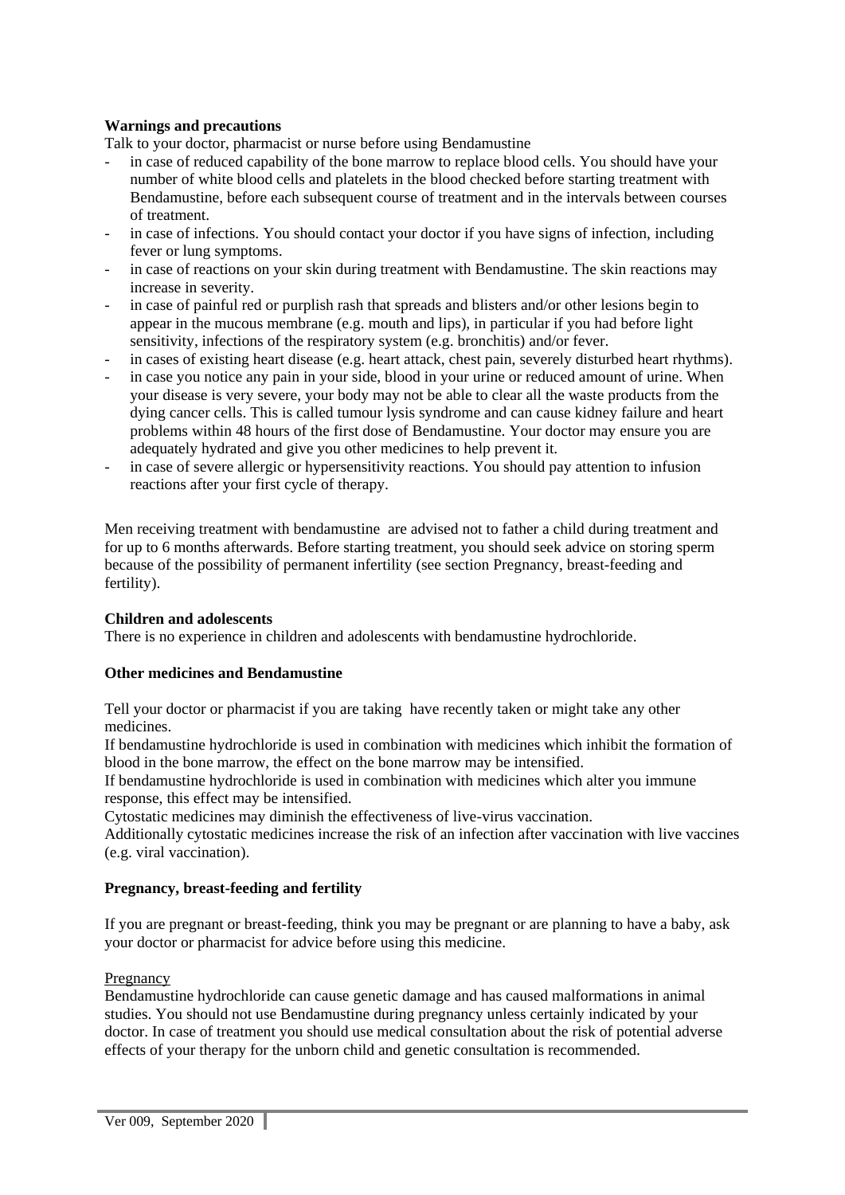**Warnings and precautions**

Talk to your doctor, pharmacist or nurse before using Bendamustine

- in case of reduced capability of the bone marrow to replace blood cells. You should have your number of white blood cells and platelets in the blood checked before starting treatment with Bendamustine, before each subsequent course of treatment and in the intervals between courses of treatment.
- in case of infections. You should contact your doctor if you have signs of infection, including fever or lung symptoms.
- in case of reactions on your skin during treatment with Bendamustine. The skin reactions may increase in severity.
- in case of painful red or purplish rash that spreads and blisters and/or other lesions begin to appear in the mucous membrane (e.g. mouth and lips), in particular if you had before light sensitivity, infections of the respiratory system (e.g. bronchitis) and/or fever.
- in cases of existing heart disease (e.g. heart attack, chest pain, severely disturbed heart rhythms).
- in case you notice any pain in your side, blood in your urine or reduced amount of urine. When your disease is very severe, your body may not be able to clear all the waste products from the dying cancer cells. This is called tumour lysis syndrome and can cause kidney failure and heart problems within 48 hours of the first dose of Bendamustine. Your doctor may ensure you are adequately hydrated and give you other medicines to help prevent it.
- in case of severe allergic or hypersensitivity reactions. You should pay attention to infusion reactions after your first cycle of therapy.

Men receiving treatment with bendamustine are advised not to father a child during treatment and for up to 6 months afterwards. Before starting treatment, you should seek advice on storing sperm because of the possibility of permanent infertility (see section Pregnancy, breast-feeding and fertility).

**Children and adolescents**

There is no experience in children and adolescents with bendamustine hydrochloride.

**Other medicines and Bendamustine**

Tell your doctor or pharmacist if you are taking have recently taken or might take any other medicines.

If bendamustine hydrochloride is used in combination with medicines which inhibit the formation of blood in the bone marrow, the effect on the bone marrow may be intensified.

If bendamustine hydrochloride is used in combination with medicines which alter you immune response, this effect may be intensified.

Cytostatic medicines may diminish the effectiveness of live-virus vaccination.

Additionally cytostatic medicines increase the risk of an infection after vaccination with live vaccines (e.g. viral vaccination).

**Pregnancy, breast-feeding and fertility**

If you are pregnant or breast-feeding, think you may be pregnant or are planning to have a baby, ask your doctor or pharmacist for advice before using this medicine.

<u>Pregnancy</u>

Bendamustine hydrochloride can cause genetic damage and has caused malformations in animal studies. You should not use Bendamustine during pregnancy unless certainly indicated by your doctor. In case of treatment you should use medical consultation about the risk of potential adverse effects of your therapy for the unborn child and genetic consultation is recommended.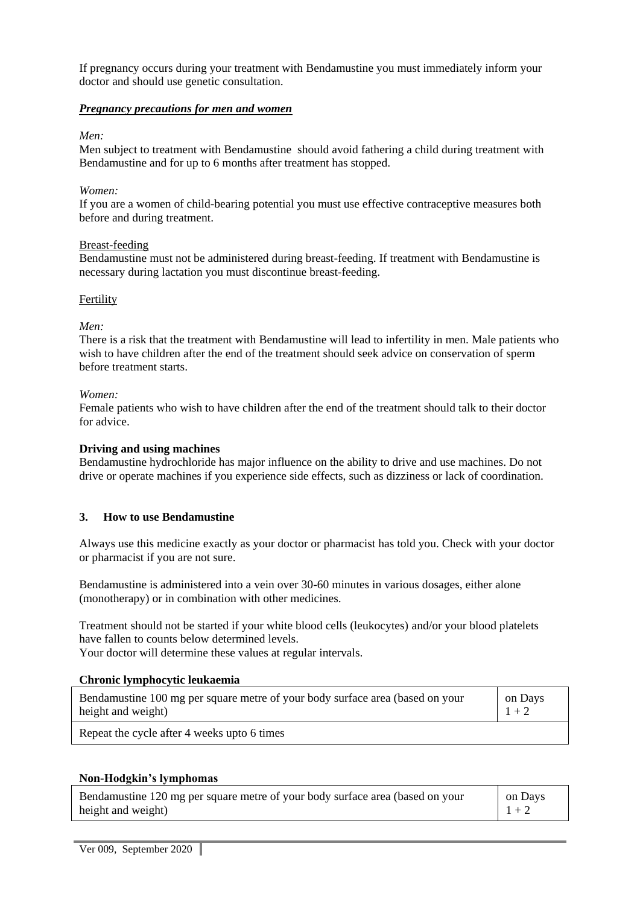If pregnancy occurs during your treatment with Bendamustine you must immediately inform your doctor and should use genetic consultation.

***Pregnancy precautions for men and women***

*Men:*
Men subject to treatment with Bendamustine should avoid fathering a child during treatment with Bendamustine and for up to 6 months after treatment has stopped.

*Women:*
If you are a women of child-bearing potential you must use effective contraceptive measures both before and during treatment.

Breast-feeding
Bendamustine must not be administered during breast-feeding. If treatment with Bendamustine is necessary during lactation you must discontinue breast-feeding.

Fertility

*Men:*
There is a risk that the treatment with Bendamustine will lead to infertility in men. Male patients who wish to have children after the end of the treatment should seek advice on conservation of sperm before treatment starts.

*Women:*
Female patients who wish to have children after the end of the treatment should talk to their doctor for advice.

**Driving and using machines**
Bendamustine hydrochloride has major influence on the ability to drive and use machines. Do not drive or operate machines if you experience side effects, such as dizziness or lack of coordination.

## 3. How to use Bendamustine

Always use this medicine exactly as your doctor or pharmacist has told you. Check with your doctor or pharmacist if you are not sure.

Bendamustine is administered into a vein over 30-60 minutes in various dosages, either alone (monotherapy) or in combination with other medicines.

Treatment should not be started if your white blood cells (leukocytes) and/or your blood platelets have fallen to counts below determined levels.
Your doctor will determine these values at regular intervals.

**Chronic lymphocytic leukaemia**

| Bendamustine 100 mg per square metre of your body surface area (based on your height and weight) | on Days 1 + 2 |
|---|---|
| Repeat the cycle after 4 weeks upto 6 times | |

**Non-Hodgkin's lymphomas**

| Bendamustine 120 mg per square metre of your body surface area (based on your height and weight) | on Days 1 + 2 |
|---|---|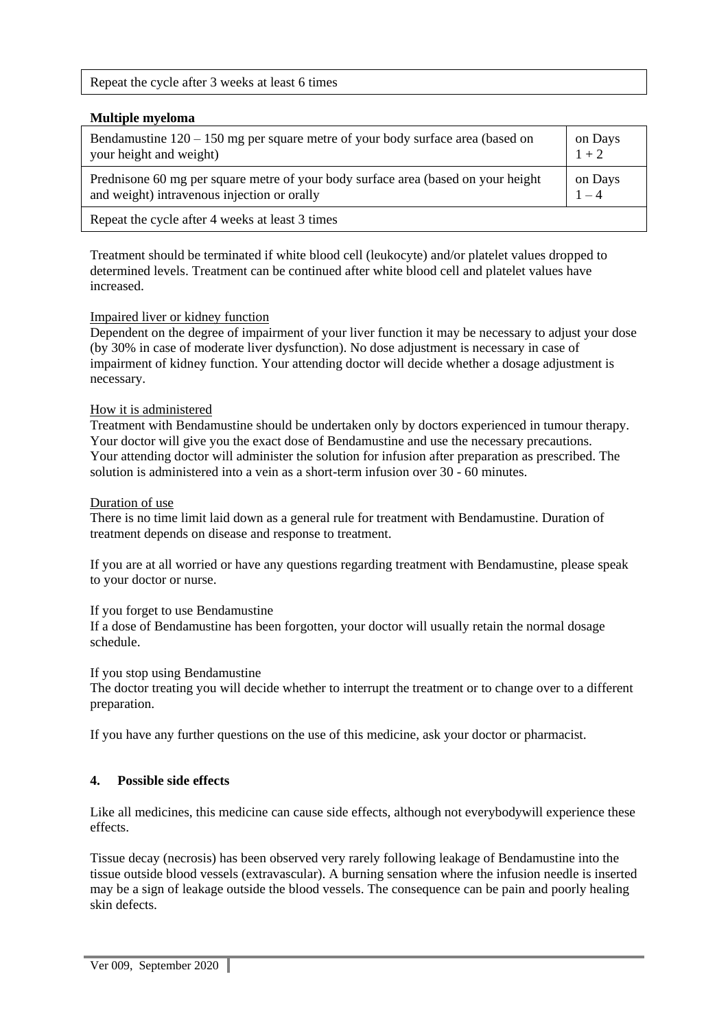| Repeat the cycle after 3 weeks at least 6 times |
| --- |

**Multiple myeloma**

| Bendamustine 120 – 150 mg per square metre of your body surface area (based on your height and weight) | on Days 1 + 2 |
| --- | --- |
| Prednisone 60 mg per square metre of your body surface area (based on your height and weight) intravenous injection or orally | on Days 1 – 4 |
| Repeat the cycle after 4 weeks at least 3 times | |

Treatment should be terminated if white blood cell (leukocyte) and/or platelet values dropped to determined levels. Treatment can be continued after white blood cell and platelet values have increased.

Impaired liver or kidney function

Dependent on the degree of impairment of your liver function it may be necessary to adjust your dose (by 30% in case of moderate liver dysfunction). No dose adjustment is necessary in case of impairment of kidney function. Your attending doctor will decide whether a dosage adjustment is necessary.

How it is administered

Treatment with Bendamustine should be undertaken only by doctors experienced in tumour therapy. Your doctor will give you the exact dose of Bendamustine and use the necessary precautions. Your attending doctor will administer the solution for infusion after preparation as prescribed. The solution is administered into a vein as a short-term infusion over 30 - 60 minutes.

Duration of use

There is no time limit laid down as a general rule for treatment with Bendamustine. Duration of treatment depends on disease and response to treatment.

If you are at all worried or have any questions regarding treatment with Bendamustine, please speak to your doctor or nurse.

If you forget to use Bendamustine

If a dose of Bendamustine has been forgotten, your doctor will usually retain the normal dosage schedule.

If you stop using Bendamustine

The doctor treating you will decide whether to interrupt the treatment or to change over to a different preparation.

If you have any further questions on the use of this medicine, ask your doctor or pharmacist.

## 4. Possible side effects

Like all medicines, this medicine can cause side effects, although not everybodywill experience these effects.

Tissue decay (necrosis) has been observed very rarely following leakage of Bendamustine into the tissue outside blood vessels (extravascular). A burning sensation where the infusion needle is inserted may be a sign of leakage outside the blood vessels. The consequence can be pain and poorly healing skin defects.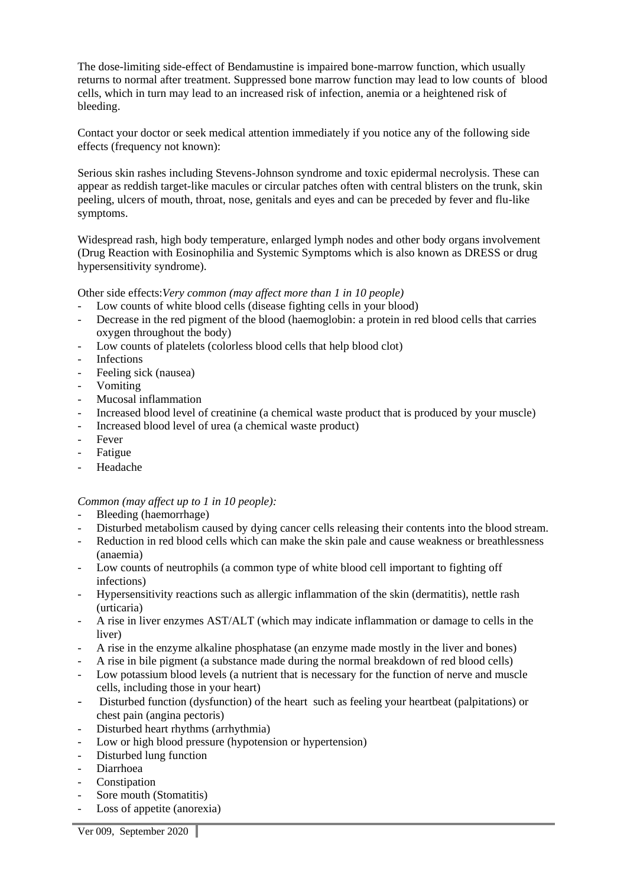The dose-limiting side-effect of Bendamustine is impaired bone-marrow function, which usually returns to normal after treatment. Suppressed bone marrow function may lead to low counts of blood cells, which in turn may lead to an increased risk of infection, anemia or a heightened risk of bleeding.

Contact your doctor or seek medical attention immediately if you notice any of the following side effects (frequency not known):

Serious skin rashes including Stevens-Johnson syndrome and toxic epidermal necrolysis. These can appear as reddish target-like macules or circular patches often with central blisters on the trunk, skin peeling, ulcers of mouth, throat, nose, genitals and eyes and can be preceded by fever and flu-like symptoms.

Widespread rash, high body temperature, enlarged lymph nodes and other body organs involvement (Drug Reaction with Eosinophilia and Systemic Symptoms which is also known as DRESS or drug hypersensitivity syndrome).

Other side effects:*Very common (may affect more than 1 in 10 people)*

- Low counts of white blood cells (disease fighting cells in your blood)
- Decrease in the red pigment of the blood (haemoglobin: a protein in red blood cells that carries oxygen throughout the body)
- Low counts of platelets (colorless blood cells that help blood clot)
- Infections
- Feeling sick (nausea)
- Vomiting
- Mucosal inflammation
- Increased blood level of creatinine (a chemical waste product that is produced by your muscle)
- Increased blood level of urea (a chemical waste product)
- Fever
- Fatigue
- Headache

*Common (may affect up to 1 in 10 people):*

- Bleeding (haemorrhage)
- Disturbed metabolism caused by dying cancer cells releasing their contents into the blood stream.
- Reduction in red blood cells which can make the skin pale and cause weakness or breathlessness (anaemia)
- Low counts of neutrophils (a common type of white blood cell important to fighting off infections)
- Hypersensitivity reactions such as allergic inflammation of the skin (dermatitis), nettle rash (urticaria)
- A rise in liver enzymes AST/ALT (which may indicate inflammation or damage to cells in the liver)
- A rise in the enzyme alkaline phosphatase (an enzyme made mostly in the liver and bones)
- A rise in bile pigment (a substance made during the normal breakdown of red blood cells)
- Low potassium blood levels (a nutrient that is necessary for the function of nerve and muscle cells, including those in your heart)
- Disturbed function (dysfunction) of the heart such as feeling your heartbeat (palpitations) or chest pain (angina pectoris)
- Disturbed heart rhythms (arrhythmia)
- Low or high blood pressure (hypotension or hypertension)
- Disturbed lung function
- Diarrhoea
- Constipation
- Sore mouth (Stomatitis)
- Loss of appetite (anorexia)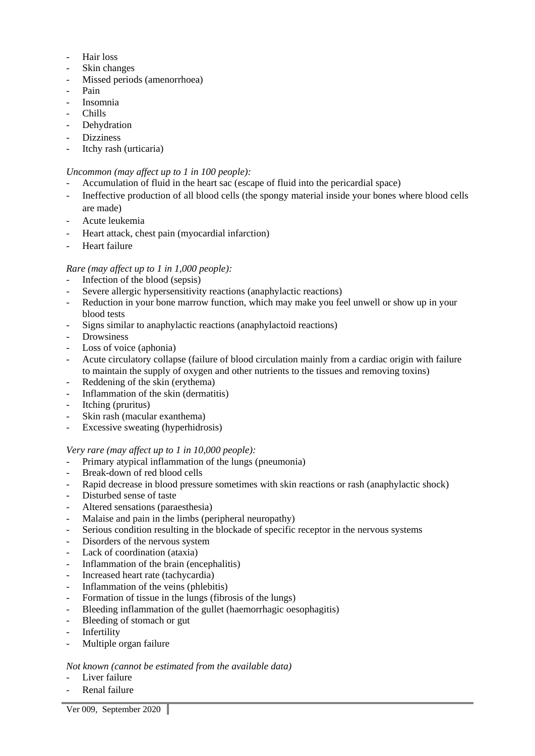- Hair loss
- Skin changes
- Missed periods (amenorrhoea)
- Pain
- Insomnia
- Chills
- Dehydration
- Dizziness
- Itchy rash (urticaria)

*Uncommon (may affect up to 1 in 100 people):*

- Accumulation of fluid in the heart sac (escape of fluid into the pericardial space)
- Ineffective production of all blood cells (the spongy material inside your bones where blood cells are made)
- Acute leukemia
- Heart attack, chest pain (myocardial infarction)
- Heart failure

*Rare (may affect up to 1 in 1,000 people):*

- Infection of the blood (sepsis)
- Severe allergic hypersensitivity reactions (anaphylactic reactions)
- Reduction in your bone marrow function, which may make you feel unwell or show up in your blood tests
- Signs similar to anaphylactic reactions (anaphylactoid reactions)
- Drowsiness
- Loss of voice (aphonia)
- Acute circulatory collapse (failure of blood circulation mainly from a cardiac origin with failure to maintain the supply of oxygen and other nutrients to the tissues and removing toxins)
- Reddening of the skin (erythema)
- Inflammation of the skin (dermatitis)
- Itching (pruritus)
- Skin rash (macular exanthema)
- Excessive sweating (hyperhidrosis)

*Very rare (may affect up to 1 in 10,000 people):*

- Primary atypical inflammation of the lungs (pneumonia)
- Break-down of red blood cells
- Rapid decrease in blood pressure sometimes with skin reactions or rash (anaphylactic shock)
- Disturbed sense of taste
- Altered sensations (paraesthesia)
- Malaise and pain in the limbs (peripheral neuropathy)
- Serious condition resulting in the blockade of specific receptor in the nervous systems
- Disorders of the nervous system
- Lack of coordination (ataxia)
- Inflammation of the brain (encephalitis)
- Increased heart rate (tachycardia)
- Inflammation of the veins (phlebitis)
- Formation of tissue in the lungs (fibrosis of the lungs)
- Bleeding inflammation of the gullet (haemorrhagic oesophagitis)
- Bleeding of stomach or gut
- Infertility
- Multiple organ failure

*Not known (cannot be estimated from the available data)*

- Liver failure
- Renal failure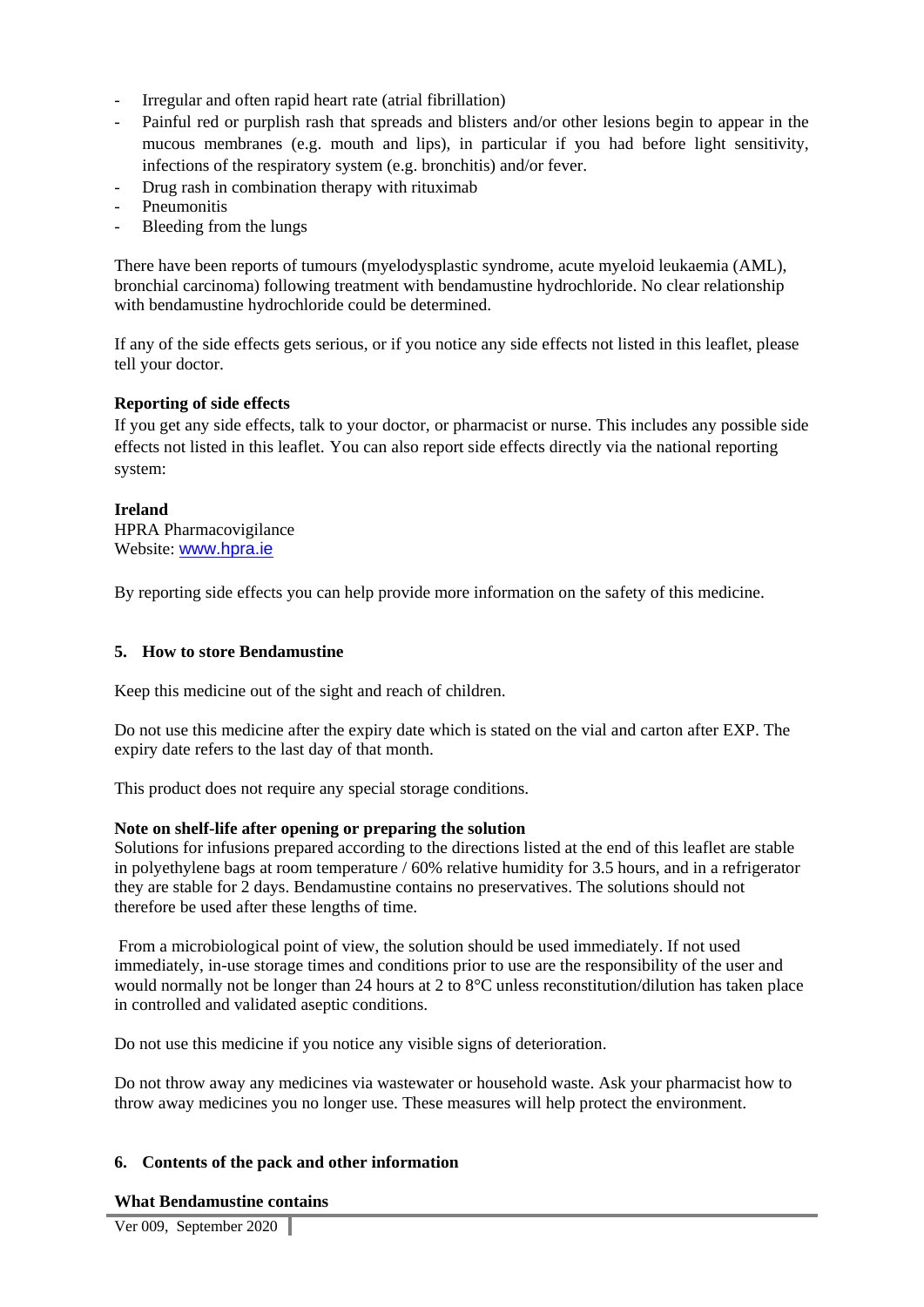- Irregular and often rapid heart rate (atrial fibrillation)
- Painful red or purplish rash that spreads and blisters and/or other lesions begin to appear in the mucous membranes (e.g. mouth and lips), in particular if you had before light sensitivity, infections of the respiratory system (e.g. bronchitis) and/or fever.
- Drug rash in combination therapy with rituximab
- Pneumonitis
- Bleeding from the lungs

There have been reports of tumours (myelodysplastic syndrome, acute myeloid leukaemia (AML), bronchial carcinoma) following treatment with bendamustine hydrochloride. No clear relationship with bendamustine hydrochloride could be determined.

If any of the side effects gets serious, or if you notice any side effects not listed in this leaflet, please tell your doctor.

**Reporting of side effects**
If you get any side effects, talk to your doctor, or pharmacist or nurse. This includes any possible side effects not listed in this leaflet. You can also report side effects directly via the national reporting system:

**Ireland**
HPRA Pharmacovigilance
Website: www.hpra.ie

By reporting side effects you can help provide more information on the safety of this medicine.

## 5. How to store Bendamustine

Keep this medicine out of the sight and reach of children.

Do not use this medicine after the expiry date which is stated on the vial and carton after EXP. The expiry date refers to the last day of that month.

This product does not require any special storage conditions.

**Note on shelf-life after opening or preparing the solution**
Solutions for infusions prepared according to the directions listed at the end of this leaflet are stable in polyethylene bags at room temperature / 60% relative humidity for 3.5 hours, and in a refrigerator they are stable for 2 days. Bendamustine contains no preservatives. The solutions should not therefore be used after these lengths of time.

From a microbiological point of view, the solution should be used immediately. If not used immediately, in-use storage times and conditions prior to use are the responsibility of the user and would normally not be longer than 24 hours at 2 to 8°C unless reconstitution/dilution has taken place in controlled and validated aseptic conditions.

Do not use this medicine if you notice any visible signs of deterioration.

Do not throw away any medicines via wastewater or household waste. Ask your pharmacist how to throw away medicines you no longer use. These measures will help protect the environment.

## 6. Contents of the pack and other information

**What Bendamustine contains**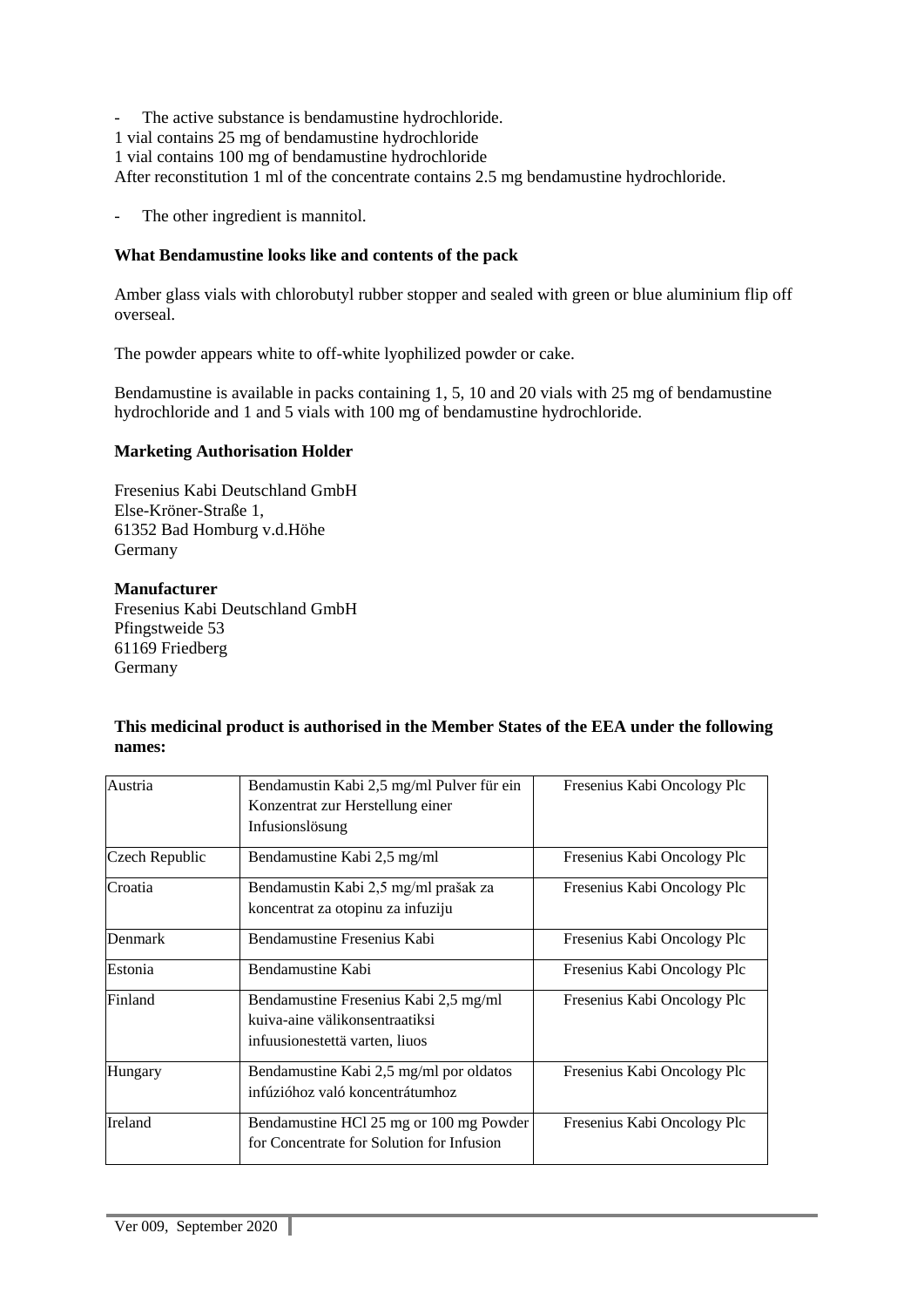- The active substance is bendamustine hydrochloride.

1 vial contains 25 mg of bendamustine hydrochloride
1 vial contains 100 mg of bendamustine hydrochloride
After reconstitution 1 ml of the concentrate contains 2.5 mg bendamustine hydrochloride.

- The other ingredient is mannitol.

**What Bendamustine looks like and contents of the pack**

Amber glass vials with chlorobutyl rubber stopper and sealed with green or blue aluminium flip off overseal.

The powder appears white to off-white lyophilized powder or cake.

Bendamustine is available in packs containing 1, 5, 10 and 20 vials with 25 mg of bendamustine hydrochloride and 1 and 5 vials with 100 mg of bendamustine hydrochloride.

**Marketing Authorisation Holder**

Fresenius Kabi Deutschland GmbH
Else-Kröner-Straße 1,
61352 Bad Homburg v.d.Höhe
Germany

**Manufacturer**
Fresenius Kabi Deutschland GmbH
Pfingstweide 53
61169 Friedberg
Germany

**This medicinal product is authorised in the Member States of the EEA under the following names:**

| Austria | Bendamustin Kabi 2,5 mg/ml Pulver für ein Konzentrat zur Herstellung einer Infusionslösung | Fresenius Kabi Oncology Plc |
|---|---|---|
| Czech Republic | Bendamustine Kabi 2,5 mg/ml | Fresenius Kabi Oncology Plc |
| Croatia | Bendamustin Kabi 2,5 mg/ml prašak za koncentrat za otopinu za infuziju | Fresenius Kabi Oncology Plc |
| Denmark | Bendamustine Fresenius Kabi | Fresenius Kabi Oncology Plc |
| Estonia | Bendamustine Kabi | Fresenius Kabi Oncology Plc |
| Finland | Bendamustine Fresenius Kabi 2,5 mg/ml kuiva-aine välikonsentraatiksi infuusionestettä varten, liuos | Fresenius Kabi Oncology Plc |
| Hungary | Bendamustine Kabi 2,5 mg/ml por oldatos infúzióhoz való koncentrátumhoz | Fresenius Kabi Oncology Plc |
| Ireland | Bendamustine HCl 25 mg or 100 mg Powder for Concentrate for Solution for Infusion | Fresenius Kabi Oncology Plc |

Ver 009, September 2020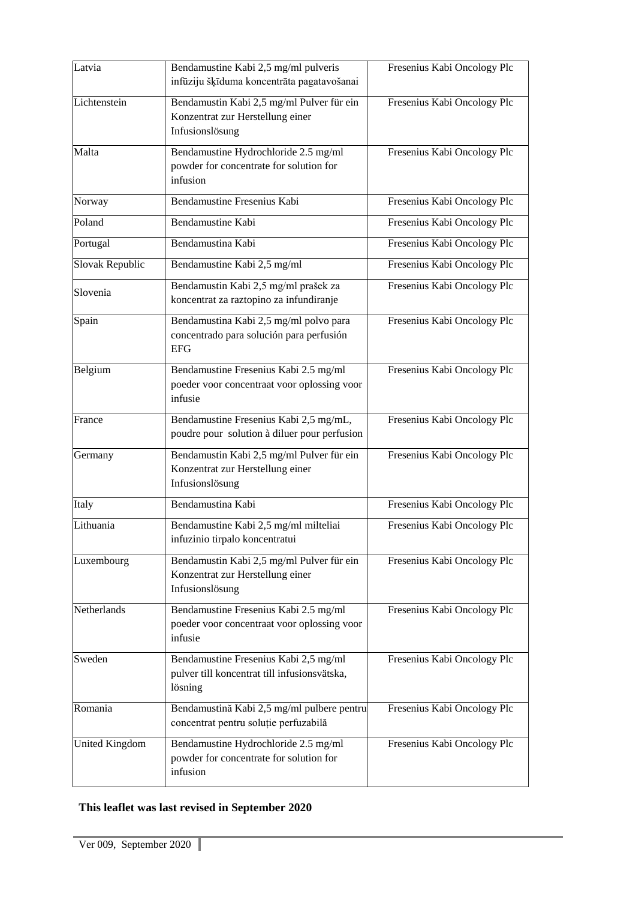| Latvia | Bendamustine Kabi 2,5 mg/ml pulveris infūziju šķīduma koncentrāta pagatavošanai | Fresenius Kabi Oncology Plc |
|---|---|---|
| Lichtenstein | Bendamustin Kabi 2,5 mg/ml Pulver für ein Konzentrat zur Herstellung einer Infusionslösung | Fresenius Kabi Oncology Plc |
| Malta | Bendamustine Hydrochloride 2.5 mg/ml powder for concentrate for solution for infusion | Fresenius Kabi Oncology Plc |
| Norway | Bendamustine Fresenius Kabi | Fresenius Kabi Oncology Plc |
| Poland | Bendamustine Kabi | Fresenius Kabi Oncology Plc |
| Portugal | Bendamustina Kabi | Fresenius Kabi Oncology Plc |
| Slovak Republic | Bendamustine Kabi 2,5 mg/ml | Fresenius Kabi Oncology Plc |
| Slovenia | Bendamustin Kabi 2,5 mg/ml prašek za koncentrat za raztopino za infundiranje | Fresenius Kabi Oncology Plc |
| Spain | Bendamustina Kabi 2,5 mg/ml polvo para concentrado para solución para perfusión EFG | Fresenius Kabi Oncology Plc |
| Belgium | Bendamustine Fresenius Kabi 2.5 mg/ml poeder voor concentraat voor oplossing voor infusie | Fresenius Kabi Oncology Plc |
| France | Bendamustine Fresenius Kabi 2,5 mg/mL, poudre pour solution à diluer pour perfusion | Fresenius Kabi Oncology Plc |
| Germany | Bendamustin Kabi 2,5 mg/ml Pulver für ein Konzentrat zur Herstellung einer Infusionslösung | Fresenius Kabi Oncology Plc |
| Italy | Bendamustina Kabi | Fresenius Kabi Oncology Plc |
| Lithuania | Bendamustine Kabi 2,5 mg/ml milteliai infuzinio tirpalo koncentratui | Fresenius Kabi Oncology Plc |
| Luxembourg | Bendamustin Kabi 2,5 mg/ml Pulver für ein Konzentrat zur Herstellung einer Infusionslösung | Fresenius Kabi Oncology Plc |
| Netherlands | Bendamustine Fresenius Kabi 2.5 mg/ml poeder voor concentraat voor oplossing voor infusie | Fresenius Kabi Oncology Plc |
| Sweden | Bendamustine Fresenius Kabi 2,5 mg/ml pulver till koncentrat till infusionsvätska, lösning | Fresenius Kabi Oncology Plc |
| Romania | Bendamustină Kabi 2,5 mg/ml pulbere pentru concentrat pentru soluție perfuzabilă | Fresenius Kabi Oncology Plc |
| United Kingdom | Bendamustine Hydrochloride 2.5 mg/ml powder for concentrate for solution for infusion | Fresenius Kabi Oncology Plc |

**This leaflet was last revised in September 2020**

Ver 009, September 2020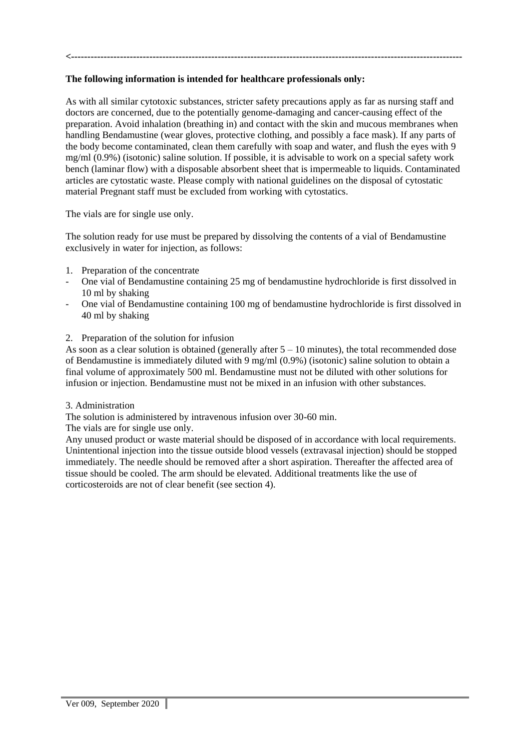<-----------------------------------------------------------------------------------------------------------------------

**The following information is intended for healthcare professionals only:**

As with all similar cytotoxic substances, stricter safety precautions apply as far as nursing staff and doctors are concerned, due to the potentially genome-damaging and cancer-causing effect of the preparation. Avoid inhalation (breathing in) and contact with the skin and mucous membranes when handling Bendamustine (wear gloves, protective clothing, and possibly a face mask). If any parts of the body become contaminated, clean them carefully with soap and water, and flush the eyes with 9 mg/ml (0.9%) (isotonic) saline solution. If possible, it is advisable to work on a special safety work bench (laminar flow) with a disposable absorbent sheet that is impermeable to liquids. Contaminated articles are cytostatic waste. Please comply with national guidelines on the disposal of cytostatic material Pregnant staff must be excluded from working with cytostatics.

The vials are for single use only.

The solution ready for use must be prepared by dissolving the contents of a vial of Bendamustine exclusively in water for injection, as follows:

1. Preparation of the concentrate
- One vial of Bendamustine containing 25 mg of bendamustine hydrochloride is first dissolved in 10 ml by shaking
- One vial of Bendamustine containing 100 mg of bendamustine hydrochloride is first dissolved in 40 ml by shaking

2. Preparation of the solution for infusion

As soon as a clear solution is obtained (generally after 5 – 10 minutes), the total recommended dose of Bendamustine is immediately diluted with 9 mg/ml (0.9%) (isotonic) saline solution to obtain a final volume of approximately 500 ml. Bendamustine must not be diluted with other solutions for infusion or injection. Bendamustine must not be mixed in an infusion with other substances.

3. Administration

The solution is administered by intravenous infusion over 30-60 min.
The vials are for single use only.
Any unused product or waste material should be disposed of in accordance with local requirements.
Unintentional injection into the tissue outside blood vessels (extravasal injection) should be stopped immediately. The needle should be removed after a short aspiration. Thereafter the affected area of tissue should be cooled. The arm should be elevated. Additional treatments like the use of corticosteroids are not of clear benefit (see section 4).

Ver 009, September 2020